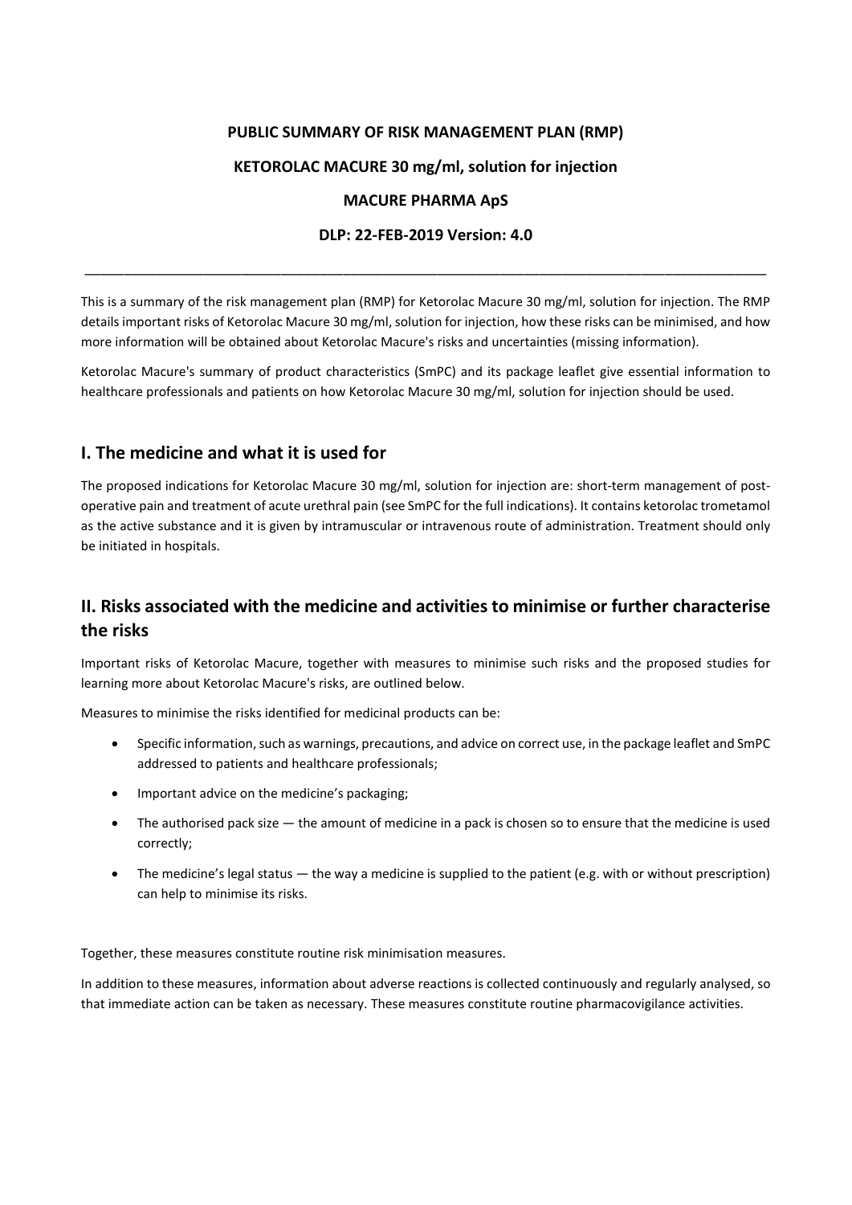**PUBLIC SUMMARY OF RISK MANAGEMENT PLAN (RMP)**

**KETOROLAC MACURE 30 mg/ml, solution for injection**

**MACURE PHARMA ApS**

**DLP: 22-FEB-2019 Version: 4.0**

---

This is a summary of the risk management plan (RMP) for Ketorolac Macure 30 mg/ml, solution for injection. The RMP details important risks of Ketorolac Macure 30 mg/ml, solution for injection, how these risks can be minimised, and how more information will be obtained about Ketorolac Macure's risks and uncertainties (missing information).

Ketorolac Macure's summary of product characteristics (SmPC) and its package leaflet give essential information to healthcare professionals and patients on how Ketorolac Macure 30 mg/ml, solution for injection should be used.

## I. The medicine and what it is used for

The proposed indications for Ketorolac Macure 30 mg/ml, solution for injection are: short-term management of post-operative pain and treatment of acute urethral pain (see SmPC for the full indications). It contains ketorolac trometamol as the active substance and it is given by intramuscular or intravenous route of administration. Treatment should only be initiated in hospitals.

## II. Risks associated with the medicine and activities to minimise or further characterise the risks

Important risks of Ketorolac Macure, together with measures to minimise such risks and the proposed studies for learning more about Ketorolac Macure's risks, are outlined below.

Measures to minimise the risks identified for medicinal products can be:

- Specific information, such as warnings, precautions, and advice on correct use, in the package leaflet and SmPC addressed to patients and healthcare professionals;
- Important advice on the medicine's packaging;
- The authorised pack size — the amount of medicine in a pack is chosen so to ensure that the medicine is used correctly;
- The medicine's legal status — the way a medicine is supplied to the patient (e.g. with or without prescription) can help to minimise its risks.

Together, these measures constitute routine risk minimisation measures.

In addition to these measures, information about adverse reactions is collected continuously and regularly analysed, so that immediate action can be taken as necessary. These measures constitute routine pharmacovigilance activities.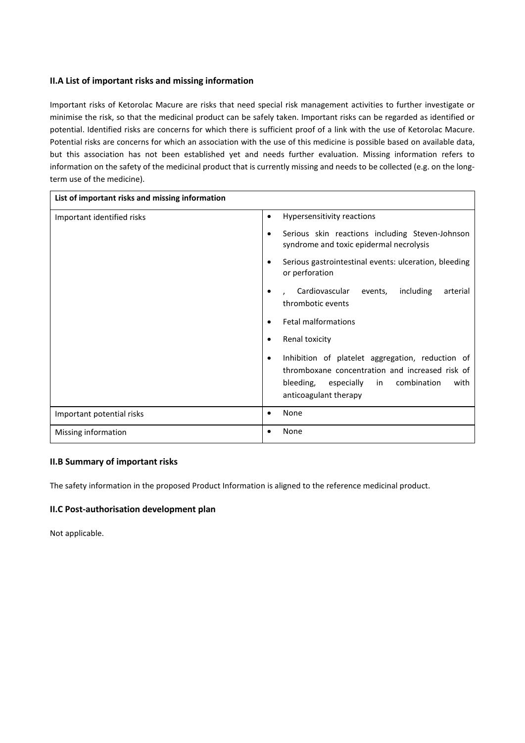## II.A List of important risks and missing information

Important risks of Ketorolac Macure are risks that need special risk management activities to further investigate or minimise the risk, so that the medicinal product can be safely taken. Important risks can be regarded as identified or potential. Identified risks are concerns for which there is sufficient proof of a link with the use of Ketorolac Macure. Potential risks are concerns for which an association with the use of this medicine is possible based on available data, but this association has not been established yet and needs further evaluation. Missing information refers to information on the safety of the medicinal product that is currently missing and needs to be collected (e.g. on the long-term use of the medicine).

| List of important risks and missing information | |
|---|---|
| Important identified risks | • Hypersensitivity reactions<br>• Serious skin reactions including Steven-Johnson syndrome and toxic epidermal necrolysis<br>• Serious gastrointestinal events: ulceration, bleeding or perforation<br>• , Cardiovascular events, including arterial thrombotic events<br>• Fetal malformations<br>• Renal toxicity<br>• Inhibition of platelet aggregation, reduction of thromboxane concentration and increased risk of bleeding, especially in combination with anticoagulant therapy |
| Important potential risks | • None |
| Missing information | • None |

## II.B Summary of important risks

The safety information in the proposed Product Information is aligned to the reference medicinal product.

## II.C Post-authorisation development plan

Not applicable.